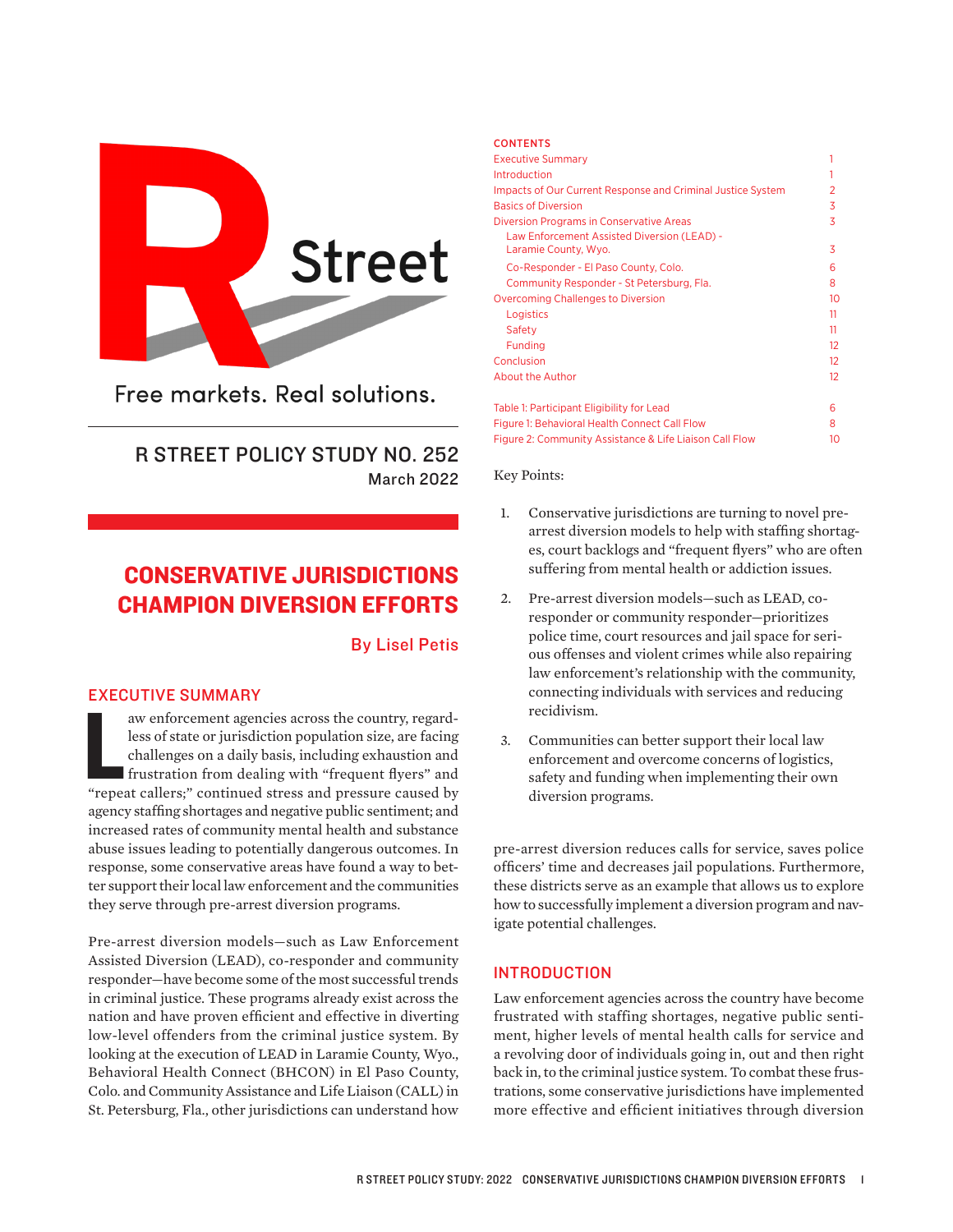R Street

Free markets. Real solutions.

R STREET POLICY STUDY NO. 252
March 2022

# CONSERVATIVE JURISDICTIONS CHAMPION DIVERSION EFFORTS

By Lisel Petis

## EXECUTIVE SUMMARY

Law enforcement agencies across the country, regardless of state or jurisdiction population size, are facing challenges on a daily basis, including exhaustion and frustration from dealing with "frequent flyers" and "repeat callers;" continued stress and pressure caused by agency staffing shortages and negative public sentiment; and increased rates of community mental health and substance abuse issues leading to potentially dangerous outcomes. In response, some conservative areas have found a way to better support their local law enforcement and the communities they serve through pre-arrest diversion programs.

Pre-arrest diversion models—such as Law Enforcement Assisted Diversion (LEAD), co-responder and community responder—have become some of the most successful trends in criminal justice. These programs already exist across the nation and have proven efficient and effective in diverting low-level offenders from the criminal justice system. By looking at the execution of LEAD in Laramie County, Wyo., Behavioral Health Connect (BHCON) in El Paso County, Colo. and Community Assistance and Life Liaison (CALL) in St. Petersburg, Fla., other jurisdictions can understand how pre-arrest diversion reduces calls for service, saves police officers' time and decreases jail populations. Furthermore, these districts serve as an example that allows us to explore how to successfully implement a diversion program and navigate potential challenges.

**CONTENTS**

| | |
|---|---|
| Executive Summary | 1 |
| Introduction | 1 |
| Impacts of Our Current Response and Criminal Justice System | 2 |
| Basics of Diversion | 3 |
| Diversion Programs in Conservative Areas | 3 |
| Law Enforcement Assisted Diversion (LEAD) - Laramie County, Wyo. | 3 |
| Co-Responder - El Paso County, Colo. | 6 |
| Community Responder - St Petersburg, Fla. | 8 |
| Overcoming Challenges to Diversion | 10 |
| Logistics | 11 |
| Safety | 11 |
| Funding | 12 |
| Conclusion | 12 |
| About the Author | 12 |
| Table 1: Participant Eligibility for Lead | 6 |
| Figure 1: Behavioral Health Connect Call Flow | 8 |
| Figure 2: Community Assistance & Life Liaison Call Flow | 10 |

Key Points:

1. Conservative jurisdictions are turning to novel pre-arrest diversion models to help with staffing shortages, court backlogs and "frequent flyers" who are often suffering from mental health or addiction issues.

2. Pre-arrest diversion models—such as LEAD, co-responder or community responder—prioritizes police time, court resources and jail space for serious offenses and violent crimes while also repairing law enforcement's relationship with the community, connecting individuals with services and reducing recidivism.

3. Communities can better support their local law enforcement and overcome concerns of logistics, safety and funding when implementing their own diversion programs.

## INTRODUCTION

Law enforcement agencies across the country have become frustrated with staffing shortages, negative public sentiment, higher levels of mental health calls for service and a revolving door of individuals going in, out and then right back in, to the criminal justice system. To combat these frustrations, some conservative jurisdictions have implemented more effective and efficient initiatives through diversion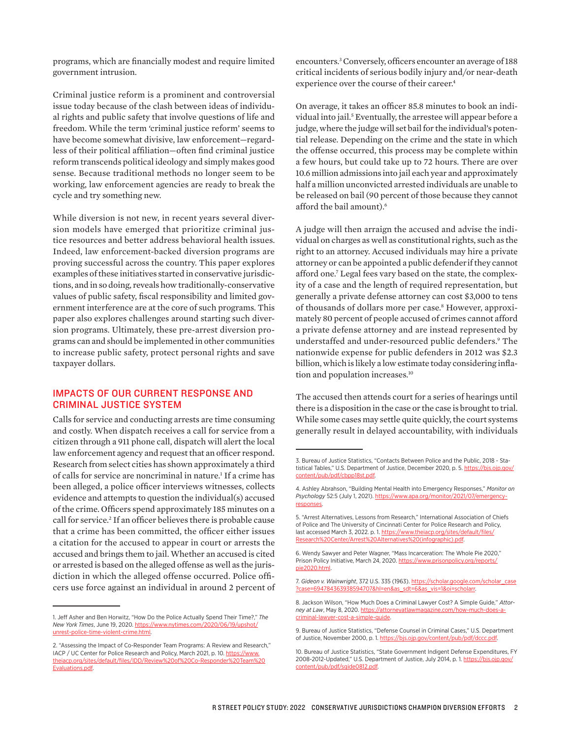programs, which are financially modest and require limited government intrusion.

Criminal justice reform is a prominent and controversial issue today because of the clash between ideas of individual rights and public safety that involve questions of life and freedom. While the term 'criminal justice reform' seems to have become somewhat divisive, law enforcement—regardless of their political affiliation—often find criminal justice reform transcends political ideology and simply makes good sense. Because traditional methods no longer seem to be working, law enforcement agencies are ready to break the cycle and try something new.

While diversion is not new, in recent years several diversion models have emerged that prioritize criminal justice resources and better address behavioral health issues. Indeed, law enforcement-backed diversion programs are proving successful across the country. This paper explores examples of these initiatives started in conservative jurisdictions, and in so doing, reveals how traditionally-conservative values of public safety, fiscal responsibility and limited government interference are at the core of such programs. This paper also explores challenges around starting such diversion programs. Ultimately, these pre-arrest diversion programs can and should be implemented in other communities to increase public safety, protect personal rights and save taxpayer dollars.

## IMPACTS OF OUR CURRENT RESPONSE AND CRIMINAL JUSTICE SYSTEM

Calls for service and conducting arrests are time consuming and costly. When dispatch receives a call for service from a citizen through a 911 phone call, dispatch will alert the local law enforcement agency and request that an officer respond. Research from select cities has shown approximately a third of calls for service are noncriminal in nature.[1] If a crime has been alleged, a police officer interviews witnesses, collects evidence and attempts to question the individual(s) accused of the crime. Officers spend approximately 185 minutes on a call for service.[2] If an officer believes there is probable cause that a crime has been committed, the officer either issues a citation for the accused to appear in court or arrests the accused and brings them to jail. Whether an accused is cited or arrested is based on the alleged offense as well as the jurisdiction in which the alleged offense occurred. Police officers use force against an individual in around 2 percent of encounters.[3] Conversely, officers encounter an average of 188 critical incidents of serious bodily injury and/or near-death experience over the course of their career.[4]

On average, it takes an officer 85.8 minutes to book an individual into jail.[5] Eventually, the arrestee will appear before a judge, where the judge will set bail for the individual's potential release. Depending on the crime and the state in which the offense occurred, this process may be complete within a few hours, but could take up to 72 hours. There are over 10.6 million admissions into jail each year and approximately half a million unconvicted arrested individuals are unable to be released on bail (90 percent of those because they cannot afford the bail amount).[6]

A judge will then arraign the accused and advise the individual on charges as well as constitutional rights, such as the right to an attorney. Accused individuals may hire a private attorney or can be appointed a public defender if they cannot afford one.[7] Legal fees vary based on the state, the complexity of a case and the length of required representation, but generally a private defense attorney can cost $3,000 to tens of thousands of dollars more per case.[8] However, approximately 80 percent of people accused of crimes cannot afford a private defense attorney and are instead represented by understaffed and under-resourced public defenders.[9] The nationwide expense for public defenders in 2012 was $2.3 billion, which is likely a low estimate today considering inflation and population increases.[10]

The accused then attends court for a series of hearings until there is a disposition in the case or the case is brought to trial. While some cases may settle quite quickly, the court systems generally result in delayed accountability, with individuals

---

1. Jeff Asher and Ben Horwitz, "How Do the Police Actually Spend Their Time?," *The New York Times*, June 19, 2020. https://www.nytimes.com/2020/06/19/upshot/unrest-police-time-violent-crime.html.

2. "Assessing the Impact of Co-Responder Team Programs: A Review and Research," IACP / UC Center for Police Research and Policy, March 2021, p. 10. https://www.theiacp.org/sites/default/files/IDD/Review%20of%20Co-Responder%20Team%20Evaluations.pdf.

3. Bureau of Justice Statistics, "Contacts Between Police and the Public, 2018 - Statistical Tables," U.S. Department of Justice, December 2020, p. 5. https://bjs.ojp.gov/content/pub/pdf/cbpp18st.pdf.

4. Ashley Abrahson, "Building Mental Health into Emergency Responses," *Monitor on Psychology* 52:5 (July 1, 2021). https://www.apa.org/monitor/2021/07/emergency-responses.

5. "Arrest Alternatives, Lessons from Research," International Association of Chiefs of Police and The University of Cincinnati Center for Police Research and Policy, last accessed March 3, 2022. p. 1. https://www.theiacp.org/sites/default/files/Research%20Center/Arrest%20Alternatives%20(infographic).pdf.

6. Wendy Sawyer and Peter Wagner, "Mass Incarceration: The Whole Pie 2020," Prison Policy Initiative, March 24, 2020. https://www.prisonpolicy.org/reports/pie2020.html.

7. *Gideon v. Wainwright*, 372 U.S. 335 (1963). https://scholar.google.com/scholar_case?case=694784363938594707&hl=en&as_sdt=6&as_vis=1&oi=scholarr.

8. Jackson Wilson, "How Much Does a Criminal Lawyer Cost? A Simple Guide," *Attorney at Law*, May 8, 2020. https://attorneyatlawmagazine.com/how-much-does-a-criminal-lawyer-cost-a-simple-guide.

9. Bureau of Justice Statistics, "Defense Counsel in Criminal Cases," U.S. Department of Justice, November 2000, p. 1. https://bjs.ojp.gov/content/pub/pdf/dccc.pdf.

10. Bureau of Justice Statistics, "State Government Indigent Defense Expenditures, FY 2008-2012-Updated," U.S. Department of Justice, July 2014, p. 1. https://bjs.ojp.gov/content/pub/pdf/sgide0812.pdf.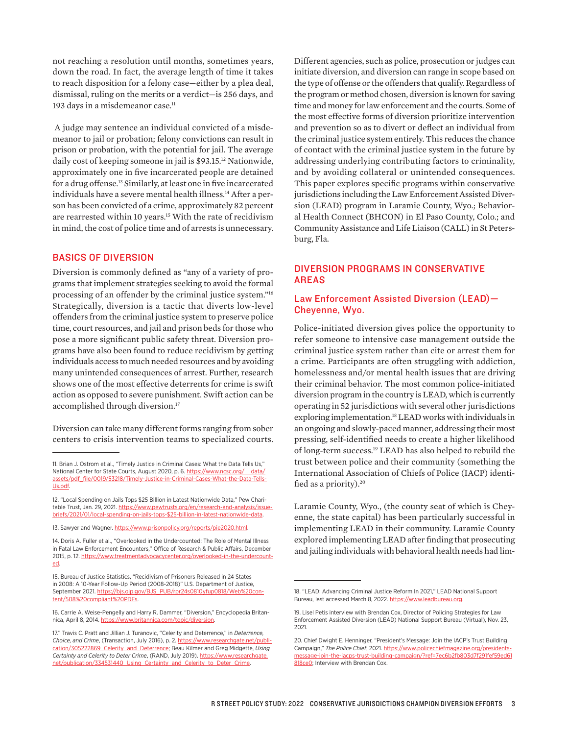not reaching a resolution until months, sometimes years, down the road. In fact, the average length of time it takes to reach disposition for a felony case—either by a plea deal, dismissal, ruling on the merits or a verdict—is 256 days, and 193 days in a misdemeanor case.[11]

A judge may sentence an individual convicted of a misdemeanor to jail or probation; felony convictions can result in prison or probation, with the potential for jail. The average daily cost of keeping someone in jail is $93.15.[12] Nationwide, approximately one in five incarcerated people are detained for a drug offense.[13] Similarly, at least one in five incarcerated individuals have a severe mental health illness.[14] After a person has been convicted of a crime, approximately 82 percent are rearrested within 10 years.[15] With the rate of recidivism in mind, the cost of police time and of arrests is unnecessary.

## BASICS OF DIVERSION

Diversion is commonly defined as "any of a variety of programs that implement strategies seeking to avoid the formal processing of an offender by the criminal justice system."[16] Strategically, diversion is a tactic that diverts low-level offenders from the criminal justice system to preserve police time, court resources, and jail and prison beds for those who pose a more significant public safety threat. Diversion programs have also been found to reduce recidivism by getting individuals access to much needed resources and by avoiding many unintended consequences of arrest. Further, research shows one of the most effective deterrents for crime is swift action as opposed to severe punishment. Swift action can be accomplished through diversion.[17]

Diversion can take many different forms ranging from sober centers to crisis intervention teams to specialized courts. Different agencies, such as police, prosecution or judges can initiate diversion, and diversion can range in scope based on the type of offense or the offenders that qualify. Regardless of the program or method chosen, diversion is known for saving time and money for law enforcement and the courts. Some of the most effective forms of diversion prioritize intervention and prevention so as to divert or deflect an individual from the criminal justice system entirely. This reduces the chance of contact with the criminal justice system in the future by addressing underlying contributing factors to criminality, and by avoiding collateral or unintended consequences. This paper explores specific programs within conservative jurisdictions including the Law Enforcement Assisted Diversion (LEAD) program in Laramie County, Wyo.; Behavioral Health Connect (BHCON) in El Paso County, Colo.; and Community Assistance and Life Liaison (CALL) in St Petersburg, Fla.

## DIVERSION PROGRAMS IN CONSERVATIVE AREAS

### Law Enforcement Assisted Diversion (LEAD)—Cheyenne, Wyo.

Police-initiated diversion gives police the opportunity to refer someone to intensive case management outside the criminal justice system rather than cite or arrest them for a crime. Participants are often struggling with addiction, homelessness and/or mental health issues that are driving their criminal behavior. The most common police-initiated diversion program in the country is LEAD, which is currently operating in 52 jurisdictions with several other jurisdictions exploring implementation.[18] LEAD works with individuals in an ongoing and slowly-paced manner, addressing their most pressing, self-identified needs to create a higher likelihood of long-term success.[19] LEAD has also helped to rebuild the trust between police and their community (something the International Association of Chiefs of Police (IACP) identified as a priority).[20]

Laramie County, Wyo., (the county seat of which is Cheyenne, the state capital) has been particularly successful in implementing LEAD in their community. Laramie County explored implementing LEAD after finding that prosecuting and jailing individuals with behavioral health needs had lim-

---

11. Brian J. Ostrom et al., "Timely Justice in Criminal Cases: What the Data Tells Us," National Center for State Courts, August 2020, p. 6. https://www.ncsc.org/__data/assets/pdf_file/0019/53218/Timely-Justice-in-Criminal-Cases-What-the-Data-Tells-Us.pdf.

12. "Local Spending on Jails Tops $25 Billion in Latest Nationwide Data," Pew Charitable Trust, Jan. 29, 2021. https://www.pewtrusts.org/en/research-and-analysis/issue-briefs/2021/01/local-spending-on-jails-tops-25-billion-in-latest-nationwide-data.

13. Sawyer and Wagner. https://www.prisonpolicy.org/reports/pie2020.html.

14. Doris A. Fuller et al., "Overlooked in the Undercounted: The Role of Mental Illness in Fatal Law Enforcement Encounters," Office of Research & Public Affairs, December 2015, p. 12. https://www.treatmentadvocacycenter.org/overlooked-in-the-undercounted.

15. Bureau of Justice Statistics, "Recidivism of Prisoners Released in 24 States in 2008: A 10-Year Follow-Up Period (2008-2018)" U.S. Department of Justice, September 2021. https://bjs.ojp.gov/BJS_PUB/rpr24s0810yfup0818/Web%20content/508%20compliant%20PDFs.

16. Carrie A. Weise-Pengelly and Harry R. Dammer, "Diversion," Encyclopedia Britannica, April 8, 2014. https://www.britannica.com/topic/diversion.

17." Travis C. Pratt and Jillian J. Turanovic, "Celerity and Deterrence," in *Deterrence, Choice, and Crime*, (Transaction, July 2016), p. 2. https://www.researchgate.net/publication/305222869_Celerity_and_Deterrence; Beau Kilmer and Greg Midgette, *Using Certainty and Celerity to Deter Crime*, (RAND, July 2019). https://www.researchgate.net/publication/334531440_Using_Certainty_and_Celerity_to_Deter_Crime.

18. "LEAD: Advancing Criminal Justice Reform In 2021," LEAD National Support Bureau, last accessed March 8, 2022. https://www.leadbureau.org.

19. Lisel Petis interview with Brendan Cox, Director of Policing Strategies for Law Enforcement Assisted Diversion (LEAD) National Support Bureau (Virtual), Nov. 23, 2021.

20. Chief Dwight E. Henninger, "President's Message: Join the IACP's Trust Building Campaign," *The Police Chief*, 2021. https://www.policechiefmagazine.org/presidents-message-join-the-iacps-trust-building-campaign/?ref=7ec6b2fb803d7f291fef59ed61818ce0; Interview with Brendan Cox.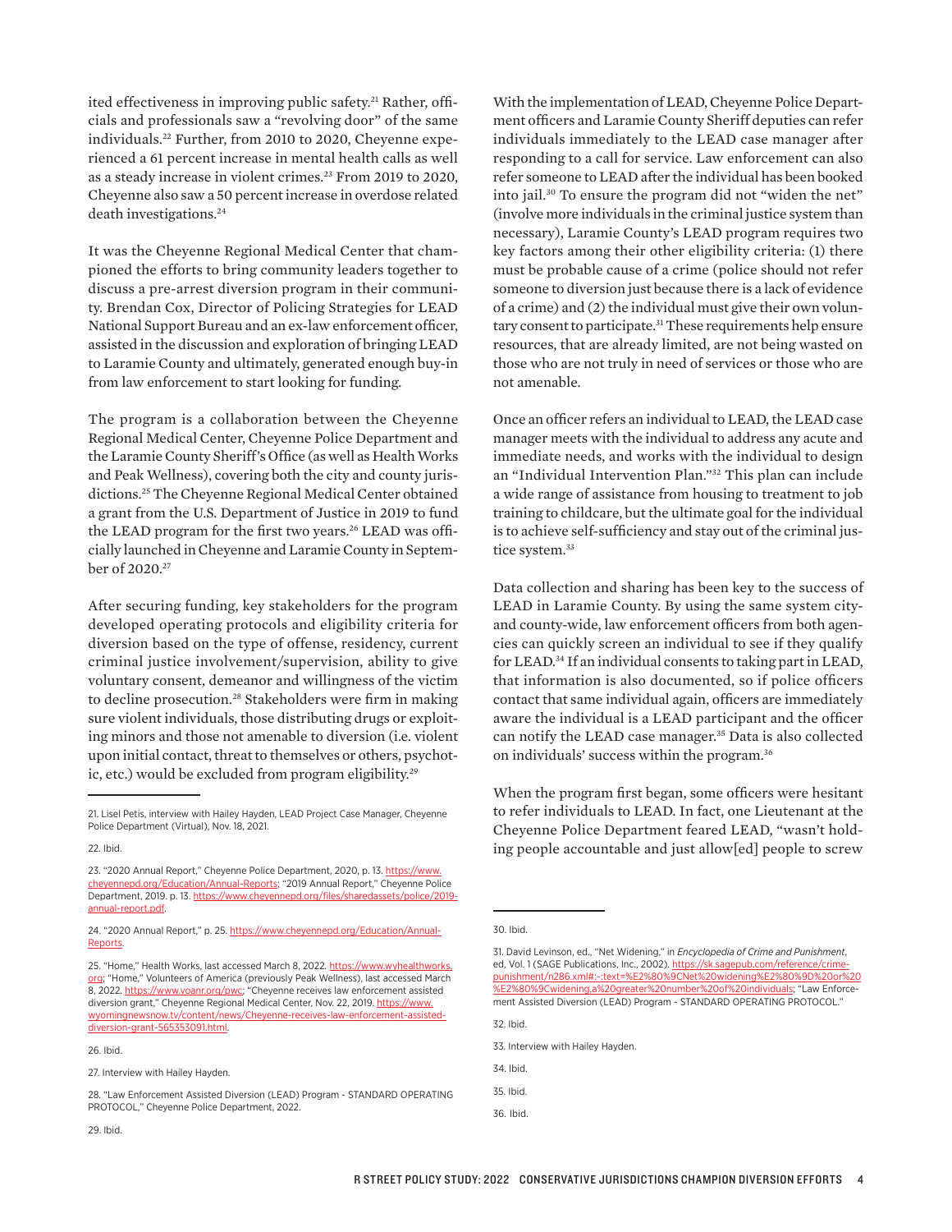ited effectiveness in improving public safety.[21] Rather, officials and professionals saw a "revolving door" of the same individuals.[22] Further, from 2010 to 2020, Cheyenne experienced a 61 percent increase in mental health calls as well as a steady increase in violent crimes.[23] From 2019 to 2020, Cheyenne also saw a 50 percent increase in overdose related death investigations.[24]

It was the Cheyenne Regional Medical Center that championed the efforts to bring community leaders together to discuss a pre-arrest diversion program in their community. Brendan Cox, Director of Policing Strategies for LEAD National Support Bureau and an ex-law enforcement officer, assisted in the discussion and exploration of bringing LEAD to Laramie County and ultimately, generated enough buy-in from law enforcement to start looking for funding.

The program is a collaboration between the Cheyenne Regional Medical Center, Cheyenne Police Department and the Laramie County Sheriff's Office (as well as Health Works and Peak Wellness), covering both the city and county jurisdictions.[25] The Cheyenne Regional Medical Center obtained a grant from the U.S. Department of Justice in 2019 to fund the LEAD program for the first two years.[26] LEAD was officially launched in Cheyenne and Laramie County in September of 2020.[27]

After securing funding, key stakeholders for the program developed operating protocols and eligibility criteria for diversion based on the type of offense, residency, current criminal justice involvement/supervision, ability to give voluntary consent, demeanor and willingness of the victim to decline prosecution.[28] Stakeholders were firm in making sure violent individuals, those distributing drugs or exploiting minors and those not amenable to diversion (i.e. violent upon initial contact, threat to themselves or others, psychotic, etc.) would be excluded from program eligibility.[29]

With the implementation of LEAD, Cheyenne Police Department officers and Laramie County Sheriff deputies can refer individuals immediately to the LEAD case manager after responding to a call for service. Law enforcement can also refer someone to LEAD after the individual has been booked into jail.[30] To ensure the program did not "widen the net" (involve more individuals in the criminal justice system than necessary), Laramie County's LEAD program requires two key factors among their other eligibility criteria: (1) there must be probable cause of a crime (police should not refer someone to diversion just because there is a lack of evidence of a crime) and (2) the individual must give their own voluntary consent to participate.[31] These requirements help ensure resources, that are already limited, are not being wasted on those who are not truly in need of services or those who are not amenable.

Once an officer refers an individual to LEAD, the LEAD case manager meets with the individual to address any acute and immediate needs, and works with the individual to design an "Individual Intervention Plan."[32] This plan can include a wide range of assistance from housing to treatment to job training to childcare, but the ultimate goal for the individual is to achieve self-sufficiency and stay out of the criminal justice system.[33]

Data collection and sharing has been key to the success of LEAD in Laramie County. By using the same system city- and county-wide, law enforcement officers from both agencies can quickly screen an individual to see if they qualify for LEAD.[34] If an individual consents to taking part in LEAD, that information is also documented, so if police officers contact that same individual again, officers are immediately aware the individual is a LEAD participant and the officer can notify the LEAD case manager.[35] Data is also collected on individuals' success within the program.[36]

When the program first began, some officers were hesitant to refer individuals to LEAD. In fact, one Lieutenant at the Cheyenne Police Department feared LEAD, "wasn't holding people accountable and just allow[ed] people to screw

---

21. Lisel Petis, interview with Hailey Hayden, LEAD Project Case Manager, Cheyenne Police Department (Virtual), Nov. 18, 2021.

22. Ibid.

23. "2020 Annual Report," Cheyenne Police Department, 2020, p. 13. https://www.cheyennepd.org/Education/Annual-Reports; "2019 Annual Report," Cheyenne Police Department, 2019. p. 13. https://www.cheyennepd.org/files/sharedassets/police/2019-annual-report.pdf.

24. "2020 Annual Report," p. 25. https://www.cheyennepd.org/Education/Annual-Reports.

25. "Home," Health Works, last accessed March 8, 2022. https://www.wyhealthworks.org; "Home," Volunteers of America (previously Peak Wellness), last accessed March 8, 2022. https://www.voanr.org/pwc; "Cheyenne receives law enforcement assisted diversion grant," Cheyenne Regional Medical Center, Nov. 22, 2019. https://www.wyomingnewsnow.tv/content/news/Cheyenne-receives-law-enforcement-assisted-diversion-grant-565353091.html.

26. Ibid.

27. Interview with Hailey Hayden.

28. "Law Enforcement Assisted Diversion (LEAD) Program - STANDARD OPERATING PROTOCOL," Cheyenne Police Department, 2022.

29. Ibid.

30. Ibid.

31. David Levinson, ed., "Net Widening," in *Encyclopedia of Crime and Punishment*, ed, Vol. 1 (SAGE Publications, Inc., 2002). https://sk.sagepub.com/reference/crime-punishment/n286.xml#:~:text=%E2%80%9CNet%20widening%E2%80%9D%20or%20%E2%80%9Cwidening,a%20greater%20number%20of%20individuals; "Law Enforcement Assisted Diversion (LEAD) Program - STANDARD OPERATING PROTOCOL."

32. Ibid.

33. Interview with Hailey Hayden.

34. Ibid.

35. Ibid.

36. Ibid.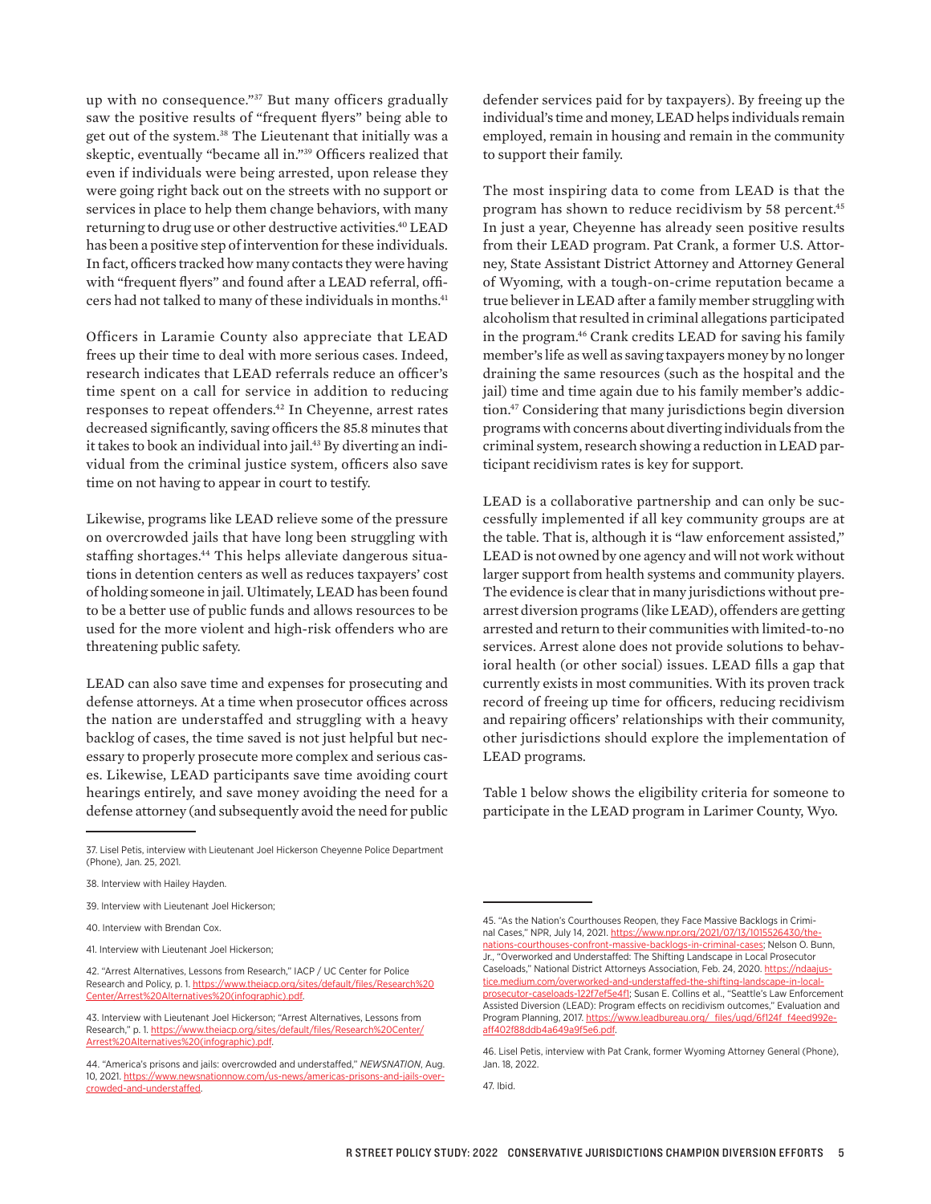up with no consequence."[37] But many officers gradually saw the positive results of "frequent flyers" being able to get out of the system.[38] The Lieutenant that initially was a skeptic, eventually "became all in."[39] Officers realized that even if individuals were being arrested, upon release they were going right back out on the streets with no support or services in place to help them change behaviors, with many returning to drug use or other destructive activities.[40] LEAD has been a positive step of intervention for these individuals. In fact, officers tracked how many contacts they were having with "frequent flyers" and found after a LEAD referral, officers had not talked to many of these individuals in months.[41]

Officers in Laramie County also appreciate that LEAD frees up their time to deal with more serious cases. Indeed, research indicates that LEAD referrals reduce an officer's time spent on a call for service in addition to reducing responses to repeat offenders.[42] In Cheyenne, arrest rates decreased significantly, saving officers the 85.8 minutes that it takes to book an individual into jail.[43] By diverting an individual from the criminal justice system, officers also save time on not having to appear in court to testify.

Likewise, programs like LEAD relieve some of the pressure on overcrowded jails that have long been struggling with staffing shortages.[44] This helps alleviate dangerous situations in detention centers as well as reduces taxpayers' cost of holding someone in jail. Ultimately, LEAD has been found to be a better use of public funds and allows resources to be used for the more violent and high-risk offenders who are threatening public safety.

LEAD can also save time and expenses for prosecuting and defense attorneys. At a time when prosecutor offices across the nation are understaffed and struggling with a heavy backlog of cases, the time saved is not just helpful but necessary to properly prosecute more complex and serious cases. Likewise, LEAD participants save time avoiding court hearings entirely, and save money avoiding the need for a defense attorney (and subsequently avoid the need for public defender services paid for by taxpayers). By freeing up the individual's time and money, LEAD helps individuals remain employed, remain in housing and remain in the community to support their family.

The most inspiring data to come from LEAD is that the program has shown to reduce recidivism by 58 percent.[45] In just a year, Cheyenne has already seen positive results from their LEAD program. Pat Crank, a former U.S. Attorney, State Assistant District Attorney and Attorney General of Wyoming, with a tough-on-crime reputation became a true believer in LEAD after a family member struggling with alcoholism that resulted in criminal allegations participated in the program.[46] Crank credits LEAD for saving his family member's life as well as saving taxpayers money by no longer draining the same resources (such as the hospital and the jail) time and time again due to his family member's addiction.[47] Considering that many jurisdictions begin diversion programs with concerns about diverting individuals from the criminal system, research showing a reduction in LEAD participant recidivism rates is key for support.

LEAD is a collaborative partnership and can only be successfully implemented if all key community groups are at the table. That is, although it is "law enforcement assisted," LEAD is not owned by one agency and will not work without larger support from health systems and community players. The evidence is clear that in many jurisdictions without prearrest diversion programs (like LEAD), offenders are getting arrested and return to their communities with limited-to-no services. Arrest alone does not provide solutions to behavioral health (or other social) issues. LEAD fills a gap that currently exists in most communities. With its proven track record of freeing up time for officers, reducing recidivism and repairing officers' relationships with their community, other jurisdictions should explore the implementation of LEAD programs.

Table 1 below shows the eligibility criteria for someone to participate in the LEAD program in Larimer County, Wyo.

---

37. Lisel Petis, interview with Lieutenant Joel Hickerson Cheyenne Police Department (Phone), Jan. 25, 2021.

38. Interview with Hailey Hayden.

39. Interview with Lieutenant Joel Hickerson;

40. Interview with Brendan Cox.

41. Interview with Lieutenant Joel Hickerson;

42. "Arrest Alternatives, Lessons from Research," IACP / UC Center for Police Research and Policy, p. 1. https://www.theiacp.org/sites/default/files/Research%20Center/Arrest%20Alternatives%20(infographic).pdf.

43. Interview with Lieutenant Joel Hickerson; "Arrest Alternatives, Lessons from Research," p. 1. https://www.theiacp.org/sites/default/files/Research%20Center/Arrest%20Alternatives%20(infographic).pdf.

44. "America's prisons and jails: overcrowded and understaffed," *NEWSNATION*, Aug. 10, 2021. https://www.newsnationnow.com/us-news/americas-prisons-and-jails-overcrowded-and-understaffed.

45. "As the Nation's Courthouses Reopen, they Face Massive Backlogs in Criminal Cases," NPR, July 14, 2021. https://www.npr.org/2021/07/13/1015526430/the-nations-courthouses-confront-massive-backlogs-in-criminal-cases; Nelson O. Bunn, Jr., "Overworked and Understaffed: The Shifting Landscape in Local Prosecutor Caseloads," National District Attorneys Association, Feb. 24, 2020. https://ndaajustice.medium.com/overworked-and-understaffed-the-shifting-landscape-in-local-prosecutor-caseloads-122f7ef5e4f1; Susan E. Collins et al., "Seattle's Law Enforcement Assisted Diversion (LEAD): Program effects on recidivism outcomes," Evaluation and Program Planning, 2017. https://www.leadbureau.org/_files/ugd/6f124f_f4eed992eaff402f88ddb4a649a9f5e6.pdf.

46. Lisel Petis, interview with Pat Crank, former Wyoming Attorney General (Phone), Jan. 18, 2022.

47. Ibid.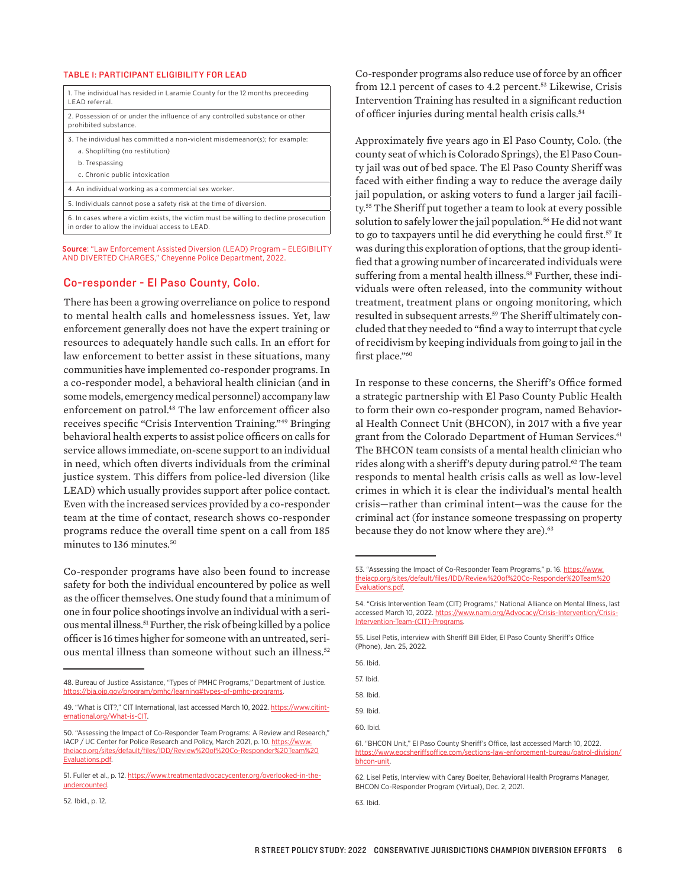#### TABLE I: PARTICIPANT ELIGIBILITY FOR LEAD

| |
|---|
| 1. The individual has resided in Laramie County for the 12 months preceeding LEAD referral. |
| 2. Possession of or under the influence of any controlled substance or other prohibited substance. |
| 3. The individual has committed a non-violent misdemeanor(s); for example:<br>a. Shoplifting (no restitution)<br>b. Trespassing<br>c. Chronic public intoxication |
| 4. An individual working as a commercial sex worker. |
| 5. Individuals cannot pose a safety risk at the time of diversion. |
| 6. In cases where a victim exists, the victim must be willing to decline prosecution in order to allow the invidual access to LEAD. |

**Source**: "Law Enforcement Assisted Diversion (LEAD) Program – ELEGIBILITY AND DIVERTED CHARGES," Cheyenne Police Department, 2022.

## Co-responder - El Paso County, Colo.

There has been a growing overreliance on police to respond to mental health calls and homelessness issues. Yet, law enforcement generally does not have the expert training or resources to adequately handle such calls. In an effort for law enforcement to better assist in these situations, many communities have implemented co-responder programs. In a co-responder model, a behavioral health clinician (and in some models, emergency medical personnel) accompany law enforcement on patrol.[48] The law enforcement officer also receives specific "Crisis Intervention Training."[49] Bringing behavioral health experts to assist police officers on calls for service allows immediate, on-scene support to an individual in need, which often diverts individuals from the criminal justice system. This differs from police-led diversion (like LEAD) which usually provides support after police contact. Even with the increased services provided by a co-responder team at the time of contact, research shows co-responder programs reduce the overall time spent on a call from 185 minutes to 136 minutes.[50]

Co-responder programs have also been found to increase safety for both the individual encountered by police as well as the officer themselves. One study found that a minimum of one in four police shootings involve an individual with a serious mental illness.[51] Further, the risk of being killed by a police officer is 16 times higher for someone with an untreated, serious mental illness than someone without such an illness.[52]

Co-responder programs also reduce use of force by an officer from 12.1 percent of cases to 4.2 percent.[53] Likewise, Crisis Intervention Training has resulted in a significant reduction of officer injuries during mental health crisis calls.[54]

Approximately five years ago in El Paso County, Colo. (the county seat of which is Colorado Springs), the El Paso County jail was out of bed space. The El Paso County Sheriff was faced with either finding a way to reduce the average daily jail population, or asking voters to fund a larger jail facility.[55] The Sheriff put together a team to look at every possible solution to safely lower the jail population.[56] He did not want to go to taxpayers until he did everything he could first.[57] It was during this exploration of options, that the group identified that a growing number of incarcerated individuals were suffering from a mental health illness.[58] Further, these individuals were often released, into the community without treatment, treatment plans or ongoing monitoring, which resulted in subsequent arrests.[59] The Sheriff ultimately concluded that they needed to "find a way to interrupt that cycle of recidivism by keeping individuals from going to jail in the first place."[60]

In response to these concerns, the Sheriff's Office formed a strategic partnership with El Paso County Public Health to form their own co-responder program, named Behavioral Health Connect Unit (BHCON), in 2017 with a five year grant from the Colorado Department of Human Services.[61] The BHCON team consists of a mental health clinician who rides along with a sheriff's deputy during patrol.[62] The team responds to mental health crisis calls as well as low-level crimes in which it is clear the individual's mental health crisis—rather than criminal intent—was the cause for the criminal act (for instance someone trespassing on property because they do not know where they are).[63]

---

48. Bureau of Justice Assistance, "Types of PMHC Programs," Department of Justice. https://bja.ojp.gov/program/pmhc/learning#types-of-pmhc-programs.

49. "What is CIT?," CIT International, last accessed March 10, 2022. https://www.citinternational.org/What-is-CIT.

50. "Assessing the Impact of Co-Responder Team Programs: A Review and Research," IACP / UC Center for Police Research and Policy, March 2021, p. 10. https://www.theiacp.org/sites/default/files/IDD/Review%20of%20Co-Responder%20Team%20Evaluations.pdf.

51. Fuller et al., p. 12. https://www.treatmentadvocacycenter.org/overlooked-in-the-undercounted.

52. Ibid., p. 12.

53. "Assessing the Impact of Co-Responder Team Programs," p. 16. https://www.theiacp.org/sites/default/files/IDD/Review%20of%20Co-Responder%20Team%20Evaluations.pdf.

54. "Crisis Intervention Team (CIT) Programs," National Alliance on Mental Illness, last accessed March 10, 2022. https://www.nami.org/Advocacy/Crisis-Intervention/Crisis-Intervention-Team-(CIT)-Programs.

55. Lisel Petis, interview with Sheriff Bill Elder, El Paso County Sheriff's Office (Phone), Jan. 25, 2022.

56. Ibid.

57. Ibid.

58. Ibid.

59. Ibid.

60. Ibid.

61. "BHCON Unit," El Paso County Sheriff's Office, last accessed March 10, 2022. https://www.epcsheriffsoffice.com/sections-law-enforcement-bureau/patrol-division/bhcon-unit.

62. Lisel Petis, Interview with Carey Boelter, Behavioral Health Programs Manager, BHCON Co-Responder Program (Virtual), Dec. 2, 2021.

63. Ibid.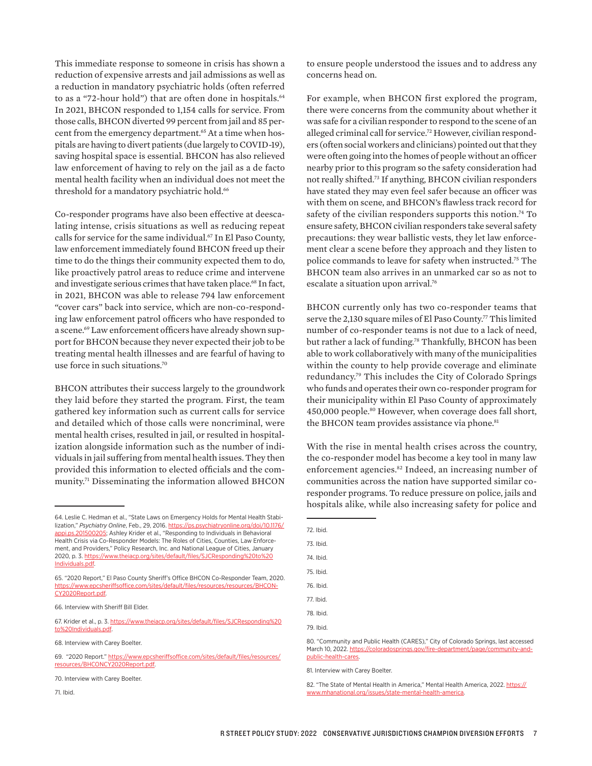This immediate response to someone in crisis has shown a reduction of expensive arrests and jail admissions as well as a reduction in mandatory psychiatric holds (often referred to as a "72-hour hold") that are often done in hospitals.[64] In 2021, BHCON responded to 1,154 calls for service. From those calls, BHCON diverted 99 percent from jail and 85 percent from the emergency department.[65] At a time when hospitals are having to divert patients (due largely to COVID-19), saving hospital space is essential. BHCON has also relieved law enforcement of having to rely on the jail as a de facto mental health facility when an individual does not meet the threshold for a mandatory psychiatric hold.[66]

Co-responder programs have also been effective at deescalating intense, crisis situations as well as reducing repeat calls for service for the same individual.[67] In El Paso County, law enforcement immediately found BHCON freed up their time to do the things their community expected them to do, like proactively patrol areas to reduce crime and intervene and investigate serious crimes that have taken place.[68] In fact, in 2021, BHCON was able to release 794 law enforcement "cover cars" back into service, which are non-co-responding law enforcement patrol officers who have responded to a scene.[69] Law enforcement officers have already shown support for BHCON because they never expected their job to be treating mental health illnesses and are fearful of having to use force in such situations.[70]

BHCON attributes their success largely to the groundwork they laid before they started the program. First, the team gathered key information such as current calls for service and detailed which of those calls were noncriminal, were mental health crises, resulted in jail, or resulted in hospitalization alongside information such as the number of individuals in jail suffering from mental health issues. They then provided this information to elected officials and the community.[71] Disseminating the information allowed BHCON to ensure people understood the issues and to address any concerns head on.

For example, when BHCON first explored the program, there were concerns from the community about whether it was safe for a civilian responder to respond to the scene of an alleged criminal call for service.[72] However, civilian responders (often social workers and clinicians) pointed out that they were often going into the homes of people without an officer nearby prior to this program so the safety consideration had not really shifted.[73] If anything, BHCON civilian responders have stated they may even feel safer because an officer was with them on scene, and BHCON's flawless track record for safety of the civilian responders supports this notion.[74] To ensure safety, BHCON civilian responders take several safety precautions: they wear ballistic vests, they let law enforcement clear a scene before they approach and they listen to police commands to leave for safety when instructed.[75] The BHCON team also arrives in an unmarked car so as not to escalate a situation upon arrival.[76]

BHCON currently only has two co-responder teams that serve the 2,130 square miles of El Paso County.[77] This limited number of co-responder teams is not due to a lack of need, but rather a lack of funding.[78] Thankfully, BHCON has been able to work collaboratively with many of the municipalities within the county to help provide coverage and eliminate redundancy.[79] This includes the City of Colorado Springs who funds and operates their own co-responder program for their municipality within El Paso County of approximately 450,000 people.[80] However, when coverage does fall short, the BHCON team provides assistance via phone.[81]

With the rise in mental health crises across the country, the co-responder model has become a key tool in many law enforcement agencies.[82] Indeed, an increasing number of communities across the nation have supported similar co-responder programs. To reduce pressure on police, jails and hospitals alike, while also increasing safety for police and

---

64. Leslie C. Hedman et al., "State Laws on Emergency Holds for Mental Health Stabilization," *Psychiatry Online*, Feb., 29, 2016. https://ps.psychiatryonline.org/doi/10.1176/appi.ps.201500205; Ashley Krider et al., "Responding to Individuals in Behavioral Health Crisis via Co-Responder Models: The Roles of Cities, Counties, Law Enforcement, and Providers," Policy Research, Inc. and National League of Cities, January 2020, p. 3. https://www.theiacp.org/sites/default/files/SJCResponding%20to%20Individuals.pdf.

65. "2020 Report," El Paso County Sheriff's Office BHCON Co-Responder Team, 2020. https://www.epcsheriffsoffice.com/sites/default/files/resources/resources/BHCON-CY2020Report.pdf.

66. Interview with Sheriff Bill Elder.

67. Krider et al., p. 3. https://www.theiacp.org/sites/default/files/SJCResponding%20to%20Individuals.pdf.

68. Interview with Carey Boelter.

69. "2020 Report." https://www.epcsheriffsoffice.com/sites/default/files/resources/resources/BHCONCY2020Report.pdf.

70. Interview with Carey Boelter.

71. Ibid.

72. Ibid.

73. Ibid.

74. Ibid.

75. Ibid.

76. Ibid.

77. Ibid.

78. Ibid.

79. Ibid.

80. "Community and Public Health (CARES)," City of Colorado Springs, last accessed March 10, 2022. https://coloradosprings.gov/fire-department/page/community-and-public-health-cares.

81. Interview with Carey Boelter.

82. "The State of Mental Health in America," Mental Health America, 2022. https://www.mhanational.org/issues/state-mental-health-america.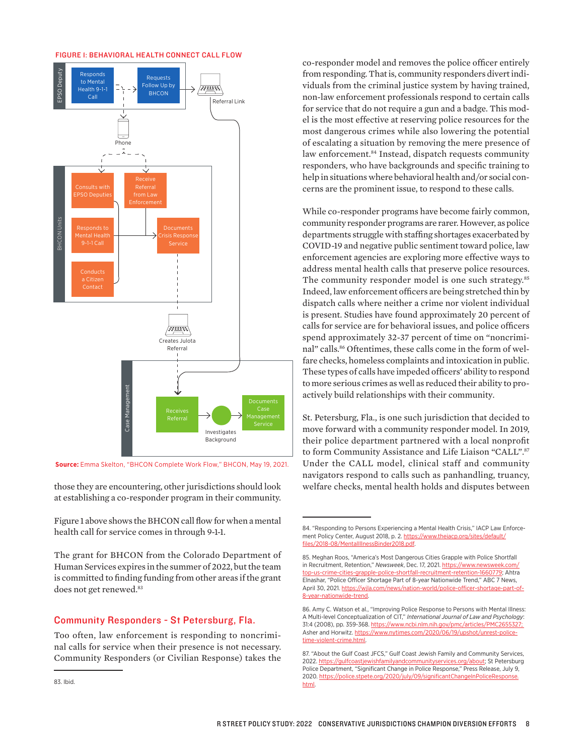**FIGURE I: BEHAVIORAL HEALTH CONNECT CALL FLOW**

EPSO Deputy: Responds to Mental Health 9-1-1 Call → Requests Follow Up by BHCON → Referral Link

Phone

BHCON Units: Consults with EPSO Deputies; Receive Referral from Law Enforcement; Responds to Mental Health 9-1-1 Call; Documents Crisis Response Service; Conducts a Citizen Contact

Creates Julota Referral

Case Management: Receives Referral → Investigates Background → Documents Case Management Service

**Source:** Emma Skelton, "BHCON Complete Work Flow," BHCON, May 19, 2021.

those they are encountering, other jurisdictions should look at establishing a co-responder program in their community.

Figure 1 above shows the BHCON call flow for when a mental health call for service comes in through 9-1-1.

The grant for BHCON from the Colorado Department of Human Services expires in the summer of 2022, but the team is committed to finding funding from other areas if the grant does not get renewed.[83]

## Community Responders - St Petersburg, Fla.

Too often, law enforcement is responding to noncriminal calls for service when their presence is not necessary. Community Responders (or Civilian Response) takes the co-responder model and removes the police officer entirely from responding. That is, community responders divert individuals from the criminal justice system by having trained, non-law enforcement professionals respond to certain calls for service that do not require a gun and a badge. This model is the most effective at reserving police resources for the most dangerous crimes while also lowering the potential of escalating a situation by removing the mere presence of law enforcement.[84] Instead, dispatch requests community responders, who have backgrounds and specific training to help in situations where behavioral health and/or social concerns are the prominent issue, to respond to these calls.

While co-responder programs have become fairly common, community responder programs are rarer. However, as police departments struggle with staffing shortages exacerbated by COVID-19 and negative public sentiment toward police, law enforcement agencies are exploring more effective ways to address mental health calls that preserve police resources. The community responder model is one such strategy.[85] Indeed, law enforcement officers are being stretched thin by dispatch calls where neither a crime nor violent individual is present. Studies have found approximately 20 percent of calls for service are for behavioral issues, and police officers spend approximately 32-37 percent of time on "noncriminal" calls.[86] Oftentimes, these calls come in the form of welfare checks, homeless complaints and intoxication in public. These types of calls have impeded officers' ability to respond to more serious crimes as well as reduced their ability to proactively build relationships with their community.

St. Petersburg, Fla., is one such jurisdiction that decided to move forward with a community responder model. In 2019, their police department partnered with a local nonprofit to form Community Assistance and Life Liaison "CALL".[87] Under the CALL model, clinical staff and community navigators respond to calls such as panhandling, truancy, welfare checks, mental health holds and disputes between

---

83. Ibid.

84. "Responding to Persons Experiencing a Mental Health Crisis," IACP Law Enforcement Policy Center, August 2018, p. 2. https://www.theiacp.org/sites/default/files/2018-08/MentalIllnessBinder2018.pdf.

85. Meghan Roos, "America's Most Dangerous Cities Grapple with Police Shortfall in Recruitment, Retention," *Newsweek*, Dec. 17, 2021. https://www.newsweek.com/top-us-crime-cities-grapple-police-shortfall-recruitment-retention-1660779; Ahtra Elnashar, "Police Officer Shortage Part of 8-year Nationwide Trend," ABC 7 News, April 30, 2021. https://wjla.com/news/nation-world/police-officer-shortage-part-of-8-year-nationwide-trend.

86. Amy C. Watson et al., "Improving Police Response to Persons with Mental Illness: A Multi-level Conceptualization of CIT," *International Journal of Law and Psychology*: 31:4 (2008), pp. 359-368. https://www.ncbi.nlm.nih.gov/pmc/articles/PMC2655327; Asher and Horwitz. https://www.nytimes.com/2020/06/19/upshot/unrest-police-time-violent-crime.html.

87. "About the Gulf Coast JFCS," Gulf Coast Jewish Family and Community Services, 2022. https://gulfcoastjewishfamilyandcommunityservices.org/about; St Petersburg Police Department, "Significant Change in Police Response," Press Release, July 9, 2020. https://police.stpete.org/2020/july/09/significantChangeInPoliceResponse.html.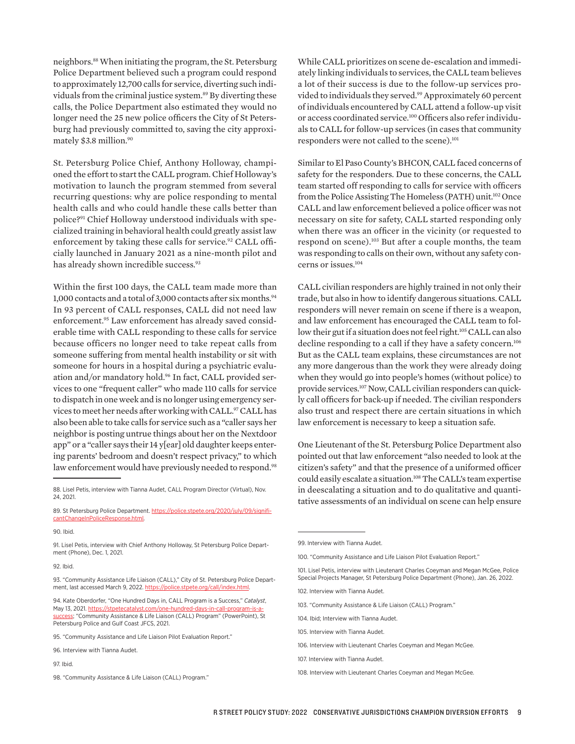neighbors.[88] When initiating the program, the St. Petersburg Police Department believed such a program could respond to approximately 12,700 calls for service, diverting such individuals from the criminal justice system.[89] By diverting these calls, the Police Department also estimated they would no longer need the 25 new police officers the City of St Petersburg had previously committed to, saving the city approximately $3.8 million.[90]

St. Petersburg Police Chief, Anthony Holloway, championed the effort to start the CALL program. Chief Holloway's motivation to launch the program stemmed from several recurring questions: why are police responding to mental health calls and who could handle these calls better than police?[91] Chief Holloway understood individuals with specialized training in behavioral health could greatly assist law enforcement by taking these calls for service.[92] CALL officially launched in January 2021 as a nine-month pilot and has already shown incredible success.[93]

Within the first 100 days, the CALL team made more than 1,000 contacts and a total of 3,000 contacts after six months.[94] In 93 percent of CALL responses, CALL did not need law enforcement.[95] Law enforcement has already saved considerable time with CALL responding to these calls for service because officers no longer need to take repeat calls from someone suffering from mental health instability or sit with someone for hours in a hospital during a psychiatric evaluation and/or mandatory hold.[96] In fact, CALL provided services to one "frequent caller" who made 110 calls for service to dispatch in one week and is no longer using emergency services to meet her needs after working with CALL.[97] CALL has also been able to take calls for service such as a "caller says her neighbor is posting untrue things about her on the Nextdoor app" or a "caller says their 14 y[ear] old daughter keeps entering parents' bedroom and doesn't respect privacy," to which law enforcement would have previously needed to respond.[98]

While CALL prioritizes on scene de-escalation and immediately linking individuals to services, the CALL team believes a lot of their success is due to the follow-up services provided to individuals they served.[99] Approximately 60 percent of individuals encountered by CALL attend a follow-up visit or access coordinated service.[100] Officers also refer individuals to CALL for follow-up services (in cases that community responders were not called to the scene).[101]

Similar to El Paso County's BHCON, CALL faced concerns of safety for the responders. Due to these concerns, the CALL team started off responding to calls for service with officers from the Police Assisting The Homeless (PATH) unit.[102] Once CALL and law enforcement believed a police officer was not necessary on site for safety, CALL started responding only when there was an officer in the vicinity (or requested to respond on scene).[103] But after a couple months, the team was responding to calls on their own, without any safety concerns or issues.[104]

CALL civilian responders are highly trained in not only their trade, but also in how to identify dangerous situations. CALL responders will never remain on scene if there is a weapon, and law enforcement has encouraged the CALL team to follow their gut if a situation does not feel right.[105] CALL can also decline responding to a call if they have a safety concern.[106] But as the CALL team explains, these circumstances are not any more dangerous than the work they were already doing when they would go into people's homes (without police) to provide services.[107] Now, CALL civilian responders can quickly call officers for back-up if needed. The civilian responders also trust and respect there are certain situations in which law enforcement is necessary to keep a situation safe.

One Lieutenant of the St. Petersburg Police Department also pointed out that law enforcement "also needed to look at the citizen's safety" and that the presence of a uniformed officer could easily escalate a situation.[108] The CALL's team expertise in deescalating a situation and to do qualitative and quantitative assessments of an individual on scene can help ensure

---

88. Lisel Petis, interview with Tianna Audet, CALL Program Director (Virtual), Nov. 24, 2021.

89. St Petersburg Police Department. https://police.stpete.org/2020/july/09/significantChangeInPoliceResponse.html.

90. Ibid.

91. Lisel Petis, interview with Chief Anthony Holloway, St Petersburg Police Department (Phone), Dec. 1, 2021.

92. Ibid.

93. "Community Assistance Life Liaison (CALL)," City of St. Petersburg Police Department, last accessed March 9, 2022. https://police.stpete.org/call/index.html.

94. Kate Oberdorfer, "One Hundred Days in, CALL Program is a Success," *Catalyst*, May 13, 2021. https://stpetecatalyst.com/one-hundred-days-in-call-program-is-a-success; "Community Assistance & Life Liaison (CALL) Program" (PowerPoint), St Petersburg Police and Gulf Coast JFCS, 2021.

95. "Community Assistance and Life Liaison Pilot Evaluation Report."

96. Interview with Tianna Audet.

97. Ibid.

98. "Community Assistance & Life Liaison (CALL) Program."

99. Interview with Tianna Audet.

100. "Community Assistance and Life Liaison Pilot Evaluation Report."

101. Lisel Petis, interview with Lieutenant Charles Coeyman and Megan McGee, Police Special Projects Manager, St Petersburg Police Department (Phone), Jan. 26, 2022.

102. Interview with Tianna Audet.

103. "Community Assistance & Life Liaison (CALL) Program."

104. Ibid; Interview with Tianna Audet.

105. Interview with Tianna Audet.

106. Interview with Lieutenant Charles Coeyman and Megan McGee.

107. Interview with Tianna Audet.

108. Interview with Lieutenant Charles Coeyman and Megan McGee.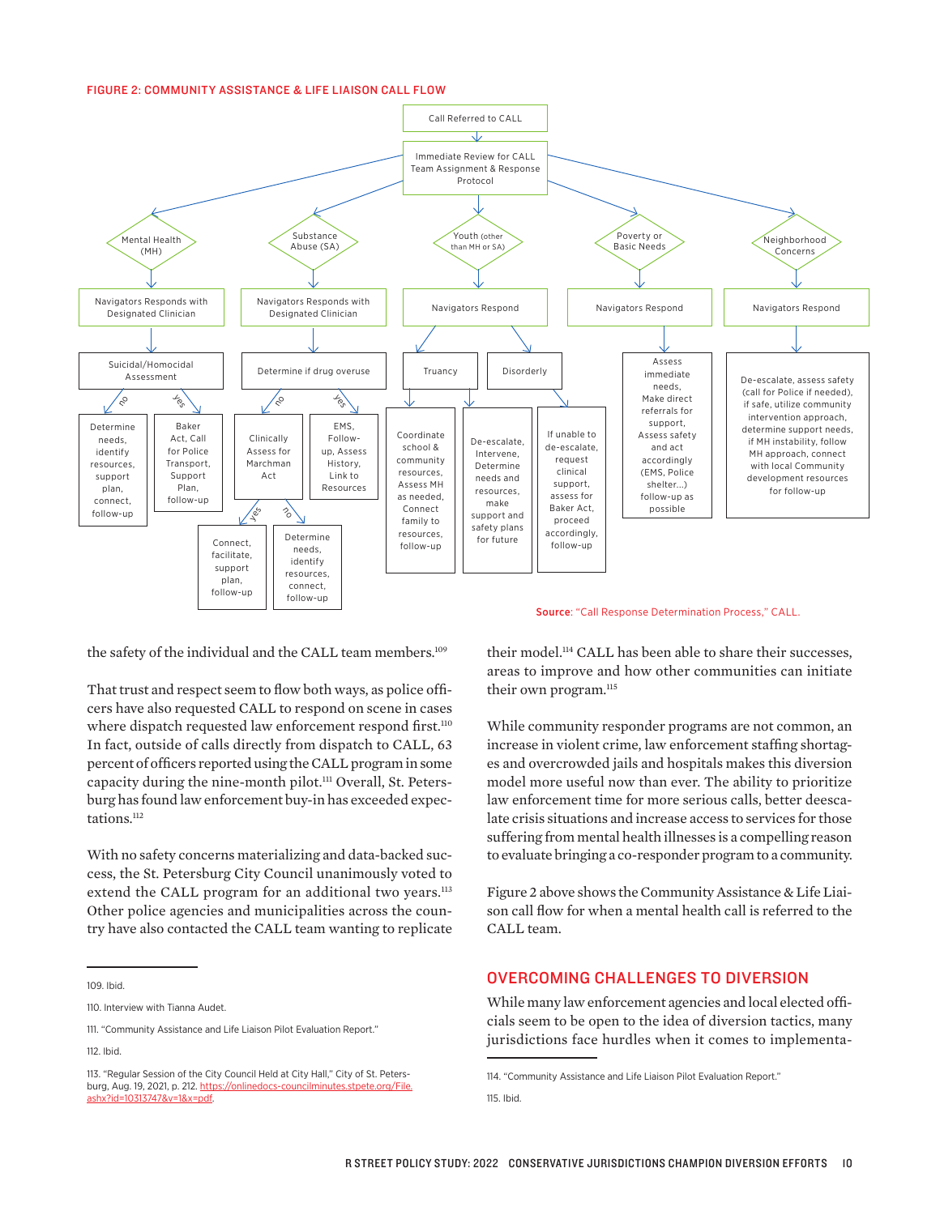**FIGURE 2: COMMUNITY ASSISTANCE & LIFE LIAISON CALL FLOW**

Call Referred to CALL

Immediate Review for CALL Team Assignment & Response Protocol

- **Mental Health (MH)** → Navigators Responds with Designated Clinician → Suicidal/Homocidal Assessment
  - no → Determine needs, identify resources, support plan, connect, follow-up
  - yes → Baker Act, Call for Police Transport, Support Plan, follow-up
- **Substance Abuse (SA)** → Navigators Responds with Designated Clinician → Determine if drug overuse
  - no → Clinically Assess for Marchman Act
    - yes → Connect, facilitate, support plan, follow-up
    - no → Determine needs, identify resources, connect, follow-up
  - yes → EMS, Follow-up, Assess History, Link to Resources
- **Youth (other than MH or SA)** → Navigators Respond
  - Truancy → Coordinate school & community resources, Assess MH as needed, Connect family to resources, follow-up
  - Disorderly → De-escalate, Intervene, Determine needs and resources, make support and safety plans for future
  - Disorderly → If unable to de-escalate, request clinical support, assess for Baker Act, proceed accordingly, follow-up
- **Poverty or Basic Needs** → Navigators Respond → Assess immediate needs, Make direct referrals for support, Assess safety and act accordingly (EMS, Police shelter...) follow-up as possible
- **Neighborhood Concerns** → Navigators Respond → De-escalate, assess safety (call for Police if needed), if safe, utilize community intervention approach, determine support needs, if MH instability, follow MH approach, connect with local Community development resources for follow-up

**Source**: "Call Response Determination Process," CALL.

the safety of the individual and the CALL team members.[109]

That trust and respect seem to flow both ways, as police officers have also requested CALL to respond on scene in cases where dispatch requested law enforcement respond first.[110] In fact, outside of calls directly from dispatch to CALL, 63 percent of officers reported using the CALL program in some capacity during the nine-month pilot.[111] Overall, St. Petersburg has found law enforcement buy-in has exceeded expectations.[112]

With no safety concerns materializing and data-backed success, the St. Petersburg City Council unanimously voted to extend the CALL program for an additional two years.[113] Other police agencies and municipalities across the country have also contacted the CALL team wanting to replicate their model.[114] CALL has been able to share their successes, areas to improve and how other communities can initiate their own program.[115]

While community responder programs are not common, an increase in violent crime, law enforcement staffing shortages and overcrowded jails and hospitals makes this diversion model more useful now than ever. The ability to prioritize law enforcement time for more serious calls, better deescalate crisis situations and increase access to services for those suffering from mental health illnesses is a compelling reason to evaluate bringing a co-responder program to a community.

Figure 2 above shows the Community Assistance & Life Liaison call flow for when a mental health call is referred to the CALL team.

## OVERCOMING CHALLENGES TO DIVERSION

While many law enforcement agencies and local elected officials seem to be open to the idea of diversion tactics, many jurisdictions face hurdles when it comes to implementa-

109. Ibid.

110. Interview with Tianna Audet.

111. "Community Assistance and Life Liaison Pilot Evaluation Report."

112. Ibid.

113. "Regular Session of the City Council Held at City Hall," City of St. Petersburg, Aug. 19, 2021, p. 212. https://onlinedocs-councilminutes.stpete.org/File.ashx?id=10313747&v=1&x=pdf.

114. "Community Assistance and Life Liaison Pilot Evaluation Report."

115. Ibid.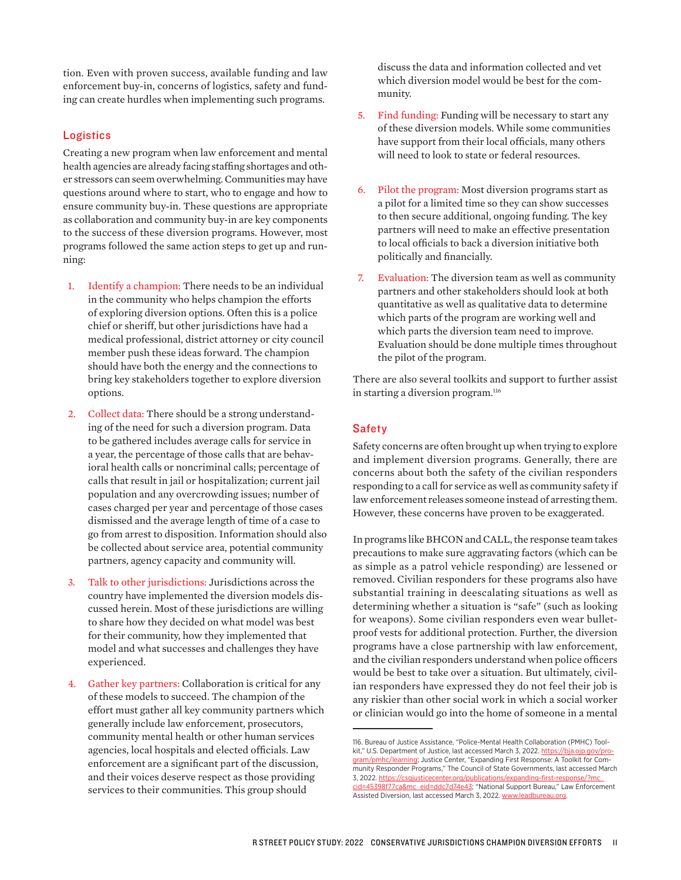tion. Even with proven success, available funding and law enforcement buy-in, concerns of logistics, safety and funding can create hurdles when implementing such programs.

### Logistics

Creating a new program when law enforcement and mental health agencies are already facing staffing shortages and other stressors can seem overwhelming. Communities may have questions around where to start, who to engage and how to ensure community buy-in. These questions are appropriate as collaboration and community buy-in are key components to the success of these diversion programs. However, most programs followed the same action steps to get up and running:

1. Identify a champion: There needs to be an individual in the community who helps champion the efforts of exploring diversion options. Often this is a police chief or sheriff, but other jurisdictions have had a medical professional, district attorney or city council member push these ideas forward. The champion should have both the energy and the connections to bring key stakeholders together to explore diversion options.

2. Collect data: There should be a strong understanding of the need for such a diversion program. Data to be gathered includes average calls for service in a year, the percentage of those calls that are behavioral health calls or noncriminal calls; percentage of calls that result in jail or hospitalization; current jail population and any overcrowding issues; number of cases charged per year and percentage of those cases dismissed and the average length of time of a case to go from arrest to disposition. Information should also be collected about service area, potential community partners, agency capacity and community will.

3. Talk to other jurisdictions: Jurisdictions across the country have implemented the diversion models discussed herein. Most of these jurisdictions are willing to share how they decided on what model was best for their community, how they implemented that model and what successes and challenges they have experienced.

4. Gather key partners: Collaboration is critical for any of these models to succeed. The champion of the effort must gather all key community partners which generally include law enforcement, prosecutors, community mental health or other human services agencies, local hospitals and elected officials. Law enforcement are a significant part of the discussion, and their voices deserve respect as those providing services to their communities. This group should discuss the data and information collected and vet which diversion model would be best for the community.

5. Find funding: Funding will be necessary to start any of these diversion models. While some communities have support from their local officials, many others will need to look to state or federal resources.

6. Pilot the program: Most diversion programs start as a pilot for a limited time so they can show successes to then secure additional, ongoing funding. The key partners will need to make an effective presentation to local officials to back a diversion initiative both politically and financially.

7. Evaluation: The diversion team as well as community partners and other stakeholders should look at both quantitative as well as qualitative data to determine which parts of the program are working well and which parts the diversion team need to improve. Evaluation should be done multiple times throughout the pilot of the program.

There are also several toolkits and support to further assist in starting a diversion program.[116]

### Safety

Safety concerns are often brought up when trying to explore and implement diversion programs. Generally, there are concerns about both the safety of the civilian responders responding to a call for service as well as community safety if law enforcement releases someone instead of arresting them. However, these concerns have proven to be exaggerated.

In programs like BHCON and CALL, the response team takes precautions to make sure aggravating factors (which can be as simple as a patrol vehicle responding) are lessened or removed. Civilian responders for these programs also have substantial training in deescalating situations as well as determining whether a situation is "safe" (such as looking for weapons). Some civilian responders even wear bulletproof vests for additional protection. Further, the diversion programs have a close partnership with law enforcement, and the civilian responders understand when police officers would be best to take over a situation. But ultimately, civilian responders have expressed they do not feel their job is any riskier than other social work in which a social worker or clinician would go into the home of someone in a mental

---

116. Bureau of Justice Assistance, "Police-Mental Health Collaboration (PMHC) Toolkit," U.S. Department of Justice, last accessed March 3, 2022. https://bja.ojp.gov/program/pmhc/learning; Justice Center, "Expanding First Response: A Toolkit for Community Responder Programs," The Council of State Governments, last accessed March 3, 2022. https://csgjusticecenter.org/publications/expanding-first-response/?mc_cid=45398f77ca&mc_eid=ddc7d74e43; "National Support Bureau," Law Enforcement Assisted Diversion, last accessed March 3, 2022. www.leadbureau.org.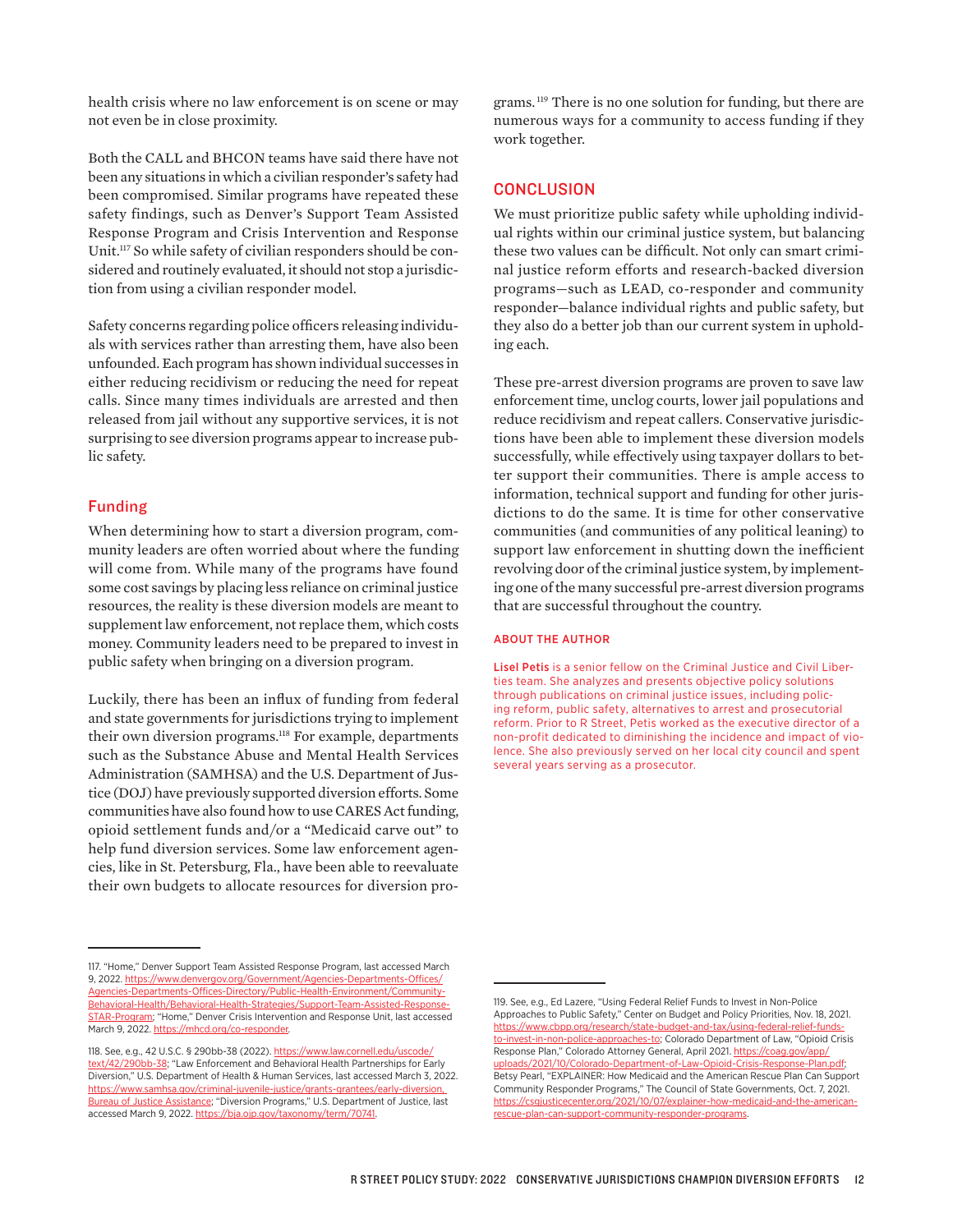health crisis where no law enforcement is on scene or may not even be in close proximity.

Both the CALL and BHCON teams have said there have not been any situations in which a civilian responder's safety had been compromised. Similar programs have repeated these safety findings, such as Denver's Support Team Assisted Response Program and Crisis Intervention and Response Unit.[117] So while safety of civilian responders should be considered and routinely evaluated, it should not stop a jurisdiction from using a civilian responder model.

Safety concerns regarding police officers releasing individuals with services rather than arresting them, have also been unfounded. Each program has shown individual successes in either reducing recidivism or reducing the need for repeat calls. Since many times individuals are arrested and then released from jail without any supportive services, it is not surprising to see diversion programs appear to increase public safety.

## Funding

When determining how to start a diversion program, community leaders are often worried about where the funding will come from. While many of the programs have found some cost savings by placing less reliance on criminal justice resources, the reality is these diversion models are meant to supplement law enforcement, not replace them, which costs money. Community leaders need to be prepared to invest in public safety when bringing on a diversion program.

Luckily, there has been an influx of funding from federal and state governments for jurisdictions trying to implement their own diversion programs.[118] For example, departments such as the Substance Abuse and Mental Health Services Administration (SAMHSA) and the U.S. Department of Justice (DOJ) have previously supported diversion efforts. Some communities have also found how to use CARES Act funding, opioid settlement funds and/or a "Medicaid carve out" to help fund diversion services. Some law enforcement agencies, like in St. Petersburg, Fla., have been able to reevaluate their own budgets to allocate resources for diversion programs.[119] There is no one solution for funding, but there are numerous ways for a community to access funding if they work together.

## CONCLUSION

We must prioritize public safety while upholding individual rights within our criminal justice system, but balancing these two values can be difficult. Not only can smart criminal justice reform efforts and research-backed diversion programs—such as LEAD, co-responder and community responder—balance individual rights and public safety, but they also do a better job than our current system in upholding each.

These pre-arrest diversion programs are proven to save law enforcement time, unclog courts, lower jail populations and reduce recidivism and repeat callers. Conservative jurisdictions have been able to implement these diversion models successfully, while effectively using taxpayer dollars to better support their communities. There is ample access to information, technical support and funding for other jurisdictions to do the same. It is time for other conservative communities (and communities of any political leaning) to support law enforcement in shutting down the inefficient revolving door of the criminal justice system, by implementing one of the many successful pre-arrest diversion programs that are successful throughout the country.

### ABOUT THE AUTHOR

**Lisel Petis** is a senior fellow on the Criminal Justice and Civil Liberties team. She analyzes and presents objective policy solutions through publications on criminal justice issues, including policing reform, public safety, alternatives to arrest and prosecutorial reform. Prior to R Street, Petis worked as the executive director of a non-profit dedicated to diminishing the incidence and impact of violence. She also previously served on her local city council and spent several years serving as a prosecutor.

---

117. "Home," Denver Support Team Assisted Response Program, last accessed March 9, 2022. https://www.denvergov.org/Government/Agencies-Departments-Offices/Agencies-Departments-Offices-Directory/Public-Health-Environment/Community-Behavioral-Health/Behavioral-Health-Strategies/Support-Team-Assisted-Response-STAR-Program; "Home," Denver Crisis Intervention and Response Unit, last accessed March 9, 2022. https://mhcd.org/co-responder.

118. See, e.g., 42 U.S.C. § 290bb-38 (2022). https://www.law.cornell.edu/uscode/text/42/290bb-38; "Law Enforcement and Behavioral Health Partnerships for Early Diversion," U.S. Department of Health & Human Services, last accessed March 3, 2022. https://www.samhsa.gov/criminal-juvenile-justice/grants-grantees/early-diversion, Bureau of Justice Assistance; "Diversion Programs," U.S. Department of Justice, last accessed March 9, 2022. https://bja.ojp.gov/taxonomy/term/70741.

119. See, e.g., Ed Lazere, "Using Federal Relief Funds to Invest in Non-Police Approaches to Public Safety," Center on Budget and Policy Priorities, Nov. 18, 2021. https://www.cbpp.org/research/state-budget-and-tax/using-federal-relief-funds-to-invest-in-non-police-approaches-to; Colorado Department of Law, "Opioid Crisis Response Plan," Colorado Attorney General, April 2021. https://coag.gov/app/uploads/2021/10/Colorado-Department-of-Law-Opioid-Crisis-Response-Plan.pdf; Betsy Pearl, "EXPLAINER: How Medicaid and the American Rescue Plan Can Support Community Responder Programs," The Council of State Governments, Oct. 7, 2021. https://csgjusticecenter.org/2021/10/07/explainer-how-medicaid-and-the-american-rescue-plan-can-support-community-responder-programs.